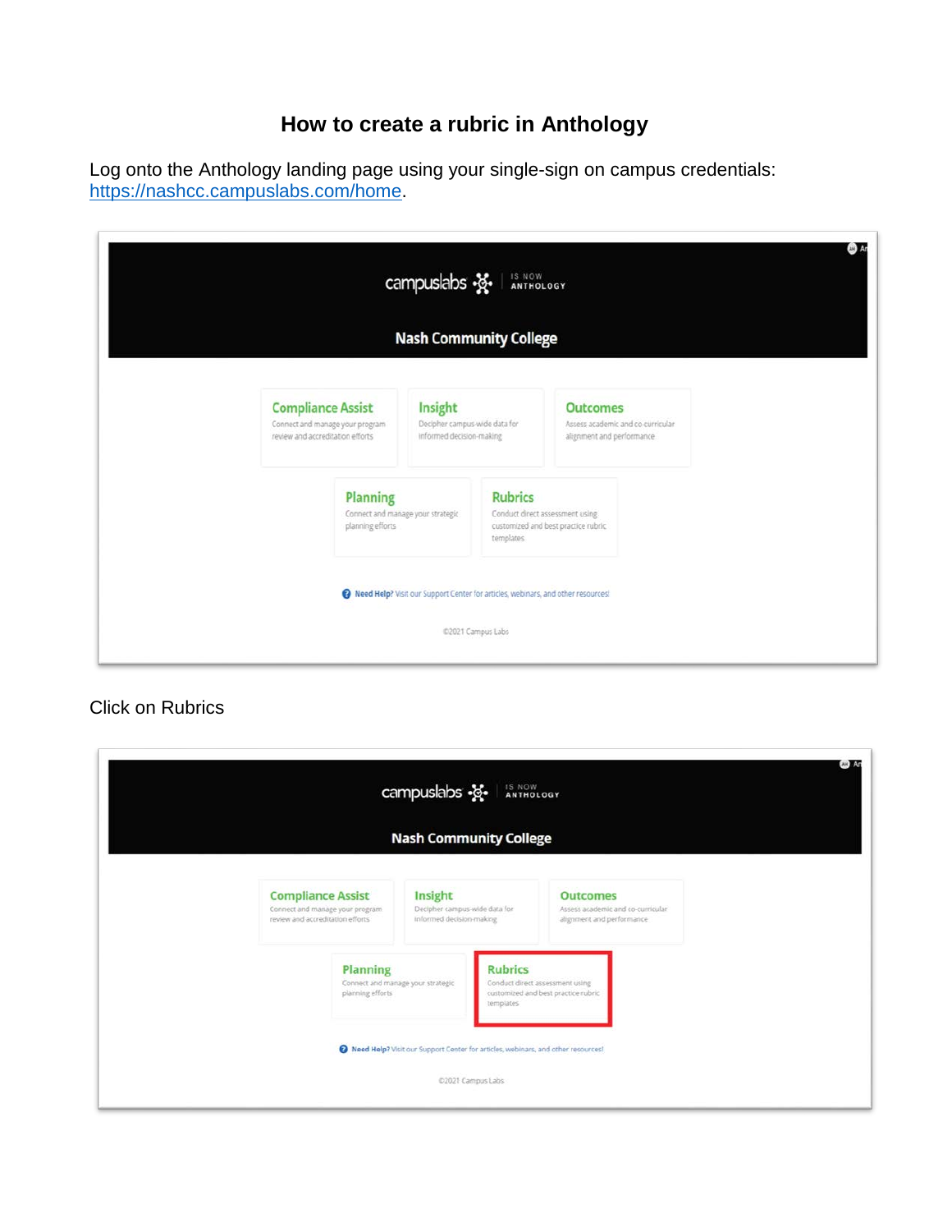# How to create a rubric in Anthology

Log onto the Anthology landing page using your single-sign on campus credentials: https://nashcc.campuslabs.com/home.

Click on Rubrics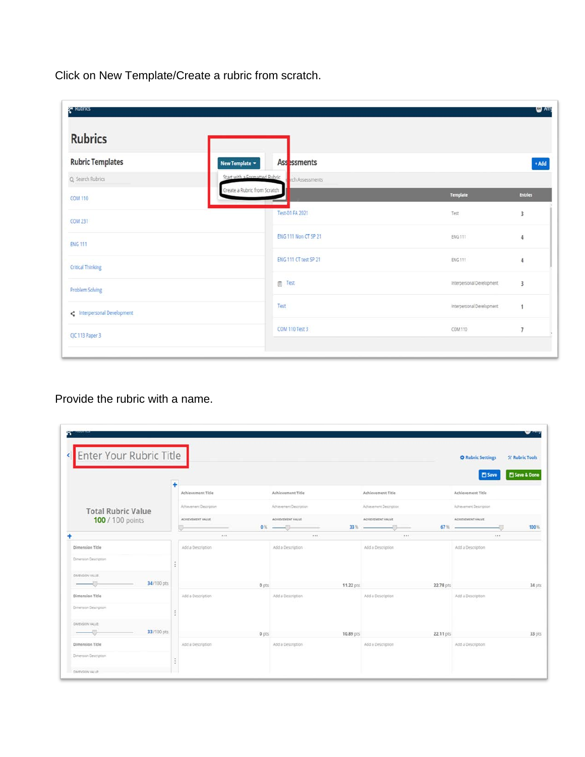Click on New Template/Create a rubric from scratch.

Provide the rubric with a name.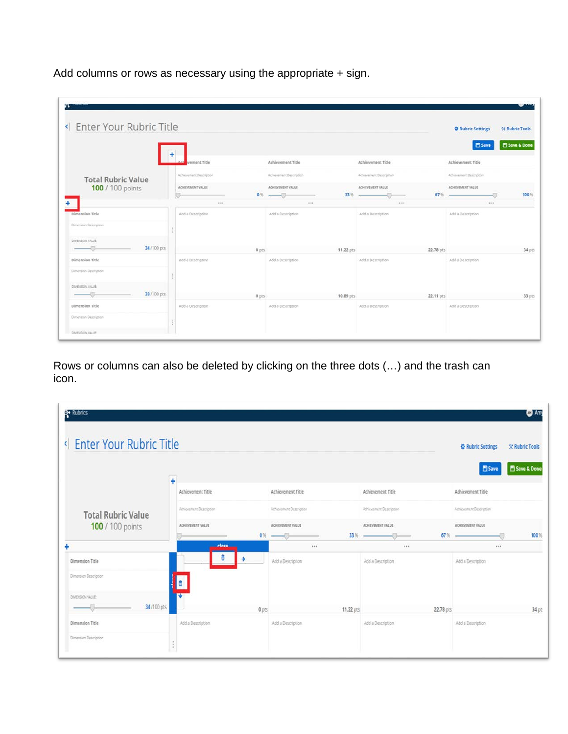Add columns or rows as necessary using the appropriate + sign.

Rows or columns can also be deleted by clicking on the three dots (…) and the trash can icon.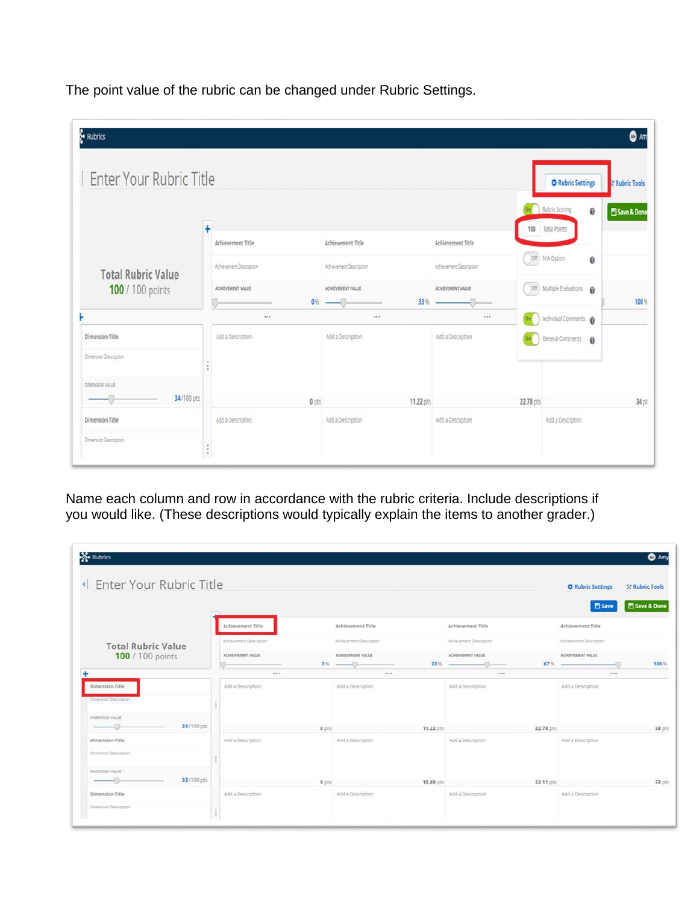The point value of the rubric can be changed under Rubric Settings.

Name each column and row in accordance with the rubric criteria. Include descriptions if you would like. (These descriptions would typically explain the items to another grader.)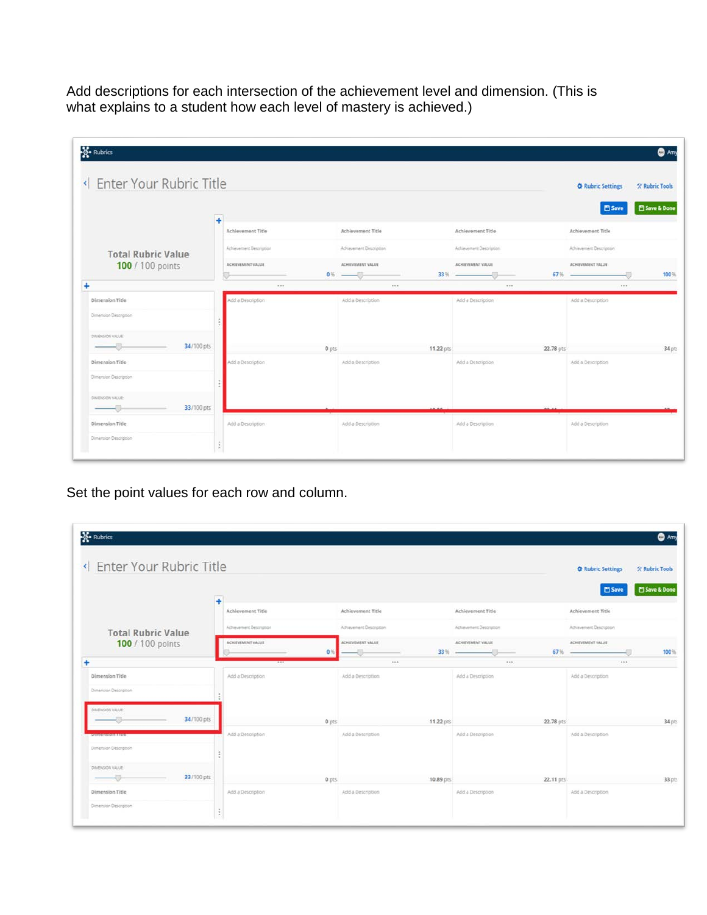Add descriptions for each intersection of the achievement level and dimension. (This is what explains to a student how each level of mastery is achieved.)

Set the point values for each row and column.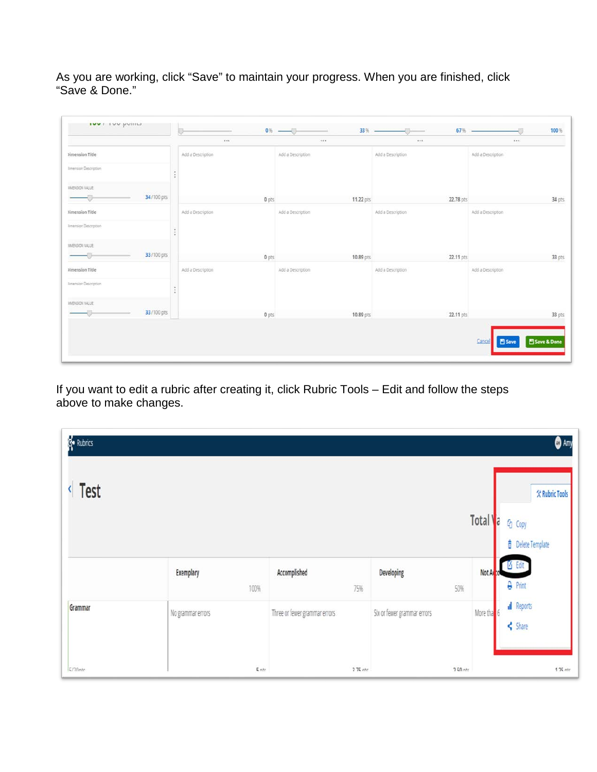As you are working, click "Save" to maintain your progress. When you are finished, click "Save & Done."

If you want to edit a rubric after creating it, click Rubric Tools – Edit and follow the steps above to make changes.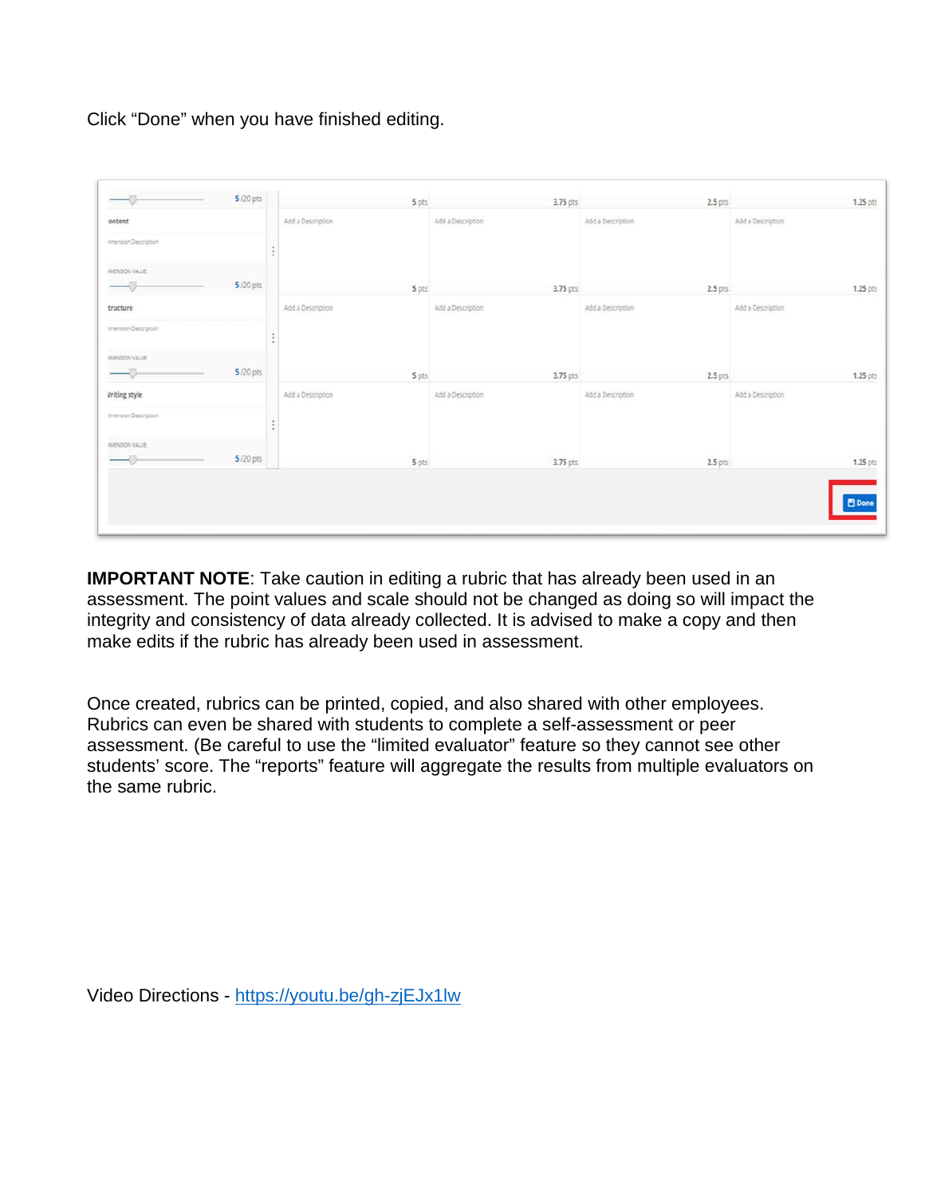Click “Done” when you have finished editing.

**IMPORTANT NOTE**: Take caution in editing a rubric that has already been used in an assessment. The point values and scale should not be changed as doing so will impact the integrity and consistency of data already collected. It is advised to make a copy and then make edits if the rubric has already been used in assessment.

Once created, rubrics can be printed, copied, and also shared with other employees. Rubrics can even be shared with students to complete a self-assessment or peer assessment. (Be careful to use the “limited evaluator” feature so they cannot see other students’ score. The “reports” feature will aggregate the results from multiple evaluators on the same rubric.

Video Directions - https://youtu.be/gh-zjEJx1lw